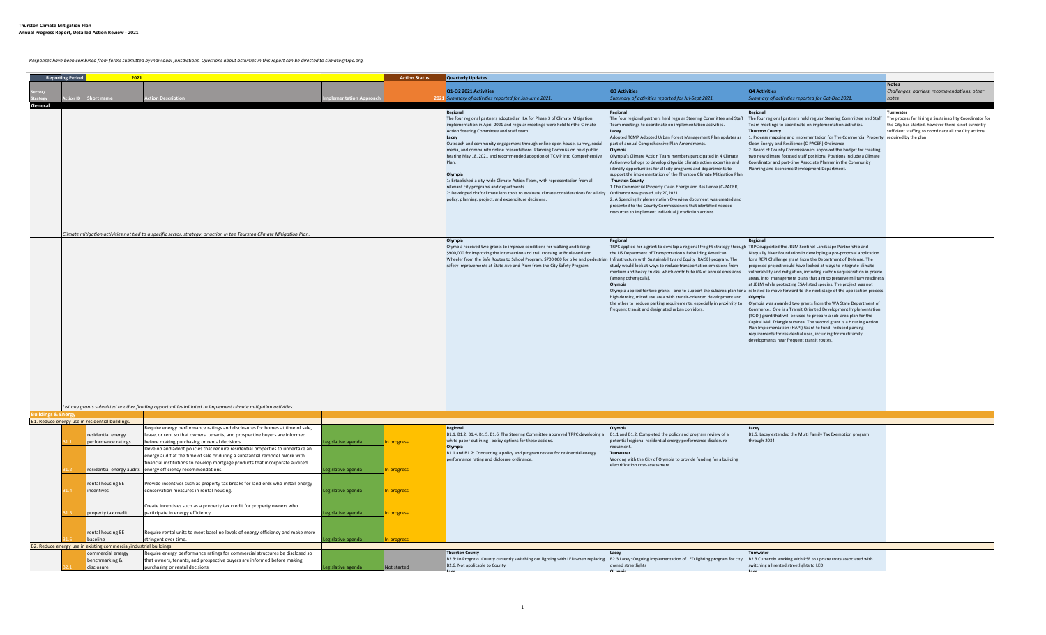**Thurston Climate Mitigation Plan**
**Annual Progress Report, Detailed Action Review - 2021**

*Responses have been combined from forms submitted by individual jurisdictions. Questions about activities in this report can be directed to climate@trpc.org.*

| Reporting Period: | 2021 | | | Action Status | Quarterly Updates | | | |
|---|---|---|---|---|---|---|---|---|
| Sector/ Strategy / Action ID | Short name | Action Description | Implementation Approach | 2021 | Q1-Q2 2021 Activities *Summary of activities reported for Jan-June 2021.* | Q3 Activities *Summary of activities reported for Jul-Sept 2021.* | Q4 Activities *Summary of activities reported for Oct-Dec 2021.* | Notes *Challenges, barriers, recommendations, other notes* |
| **General** | | | | | | | | |
| | | *Climate mitigation activities not tied to a specific sector, strategy, or action in the Thurston Climate Mitigation Plan.* | | | **Regional** The four regional partners adopted an ILA for Phase 3 of Climate Mitigation implementation in April 2021 and regular meetings were held for the Climate Action Steering Committee and staff team. **Lacey** Outreach and community engagement through online open house, survey, social media, and community online presentations. Planning Commission held public hearing May 18, 2021 and recommended adoption of TCMP into Comprehensive Plan. **Olympia** 1: Established a city-wide Climate Action Team, with representation from all relevant city programs and departments. 2: Developed draft climate lens tools to evaluate climate considerations for all city policy, planning, project, and expenditure decisions. | **Regional** The four regional partners held regular Steering Committee and Staff Team meetings to coordinate on implementation activities. **Lacey** Adopted TCMP Adopted Urban Forest Management Plan updates as part of annual Comprehensive Plan Amendments. **Olympia** Olympia's Climate Action Team members participated in 4 Climate Action workshops to develop citywide climate action expertise and identify opportunities for all city programs and departments to support the implementation of the Thurston Climate Mitigation Plan. **Thurston County** 1.The Commercial Property Clean Energy and Resilience (C-PACER) Ordinance was passed July 20,2021. 2. A Spending Implementation Overview document was created and presented to the County Commissioners that identified needed resources to implement individual jurisdiction actions. | **Regional** The four regional partners held regular Steering Committee and Staff Team meetings to coordinate on implementation activities. **Thurston County** 1. Process mapping and implementation for The Commercial Property Clean Energy and Resilience (C-PACER) Ordinance 2. Board of County Commissioners approved the budget for creating two new climate focused staff positions. Positions include a Climate Coordinator and part-time Associate Planner in the Community Planning and Economic Development Department. | **Tumwater** The process for hiring a Sustainability Coordinator for the City has started, however there is not currently sufficient staffing to coordinate all the City actions required by the plan. |
| | | *List any grants submitted or other funding opportunities initiated to implement climate mitigation activities.* | | | **Olympia** Olympia received two grants to improve conditions for walking and biking: $900,000 for improving the intersection and trail crossing at Boulevard and Wheeler from the Safe Routes to School Program; $700,000 for bike and pedestrian safety improvements at State Ave and Plum from the City Safety Program | **Regional** TRPC applied for a grant to develop a regional freight strategy through the US Department of Transportation's Rebuilding American Infrastructure with Sustainability and Equity (RAISE) program. The study would look at ways to reduce transportation emissions from medium and heavy trucks, which contribute 6% of annual emissions (among other goals). **Olympia** Olympia applied for two grants - one to support the subarea plan for a high density, mixed use area with transit-oriented development and the other to reduce parking requirements, especially in proximity to frequent transit and designated urban corridors. | **Regional** TRPC supported the JBLM Sentinel Landscape Partnership and Nisqually River Foundation in developing a pre-proposal application for a REPI Challenge grant from the Department of Defense. The proposed project would have looked at ways to integrate climate vulnerability and mitigation, including carbon sequestration in prairie areas, into management plans that aim to preserve military readiness at JBLM while protecting ESA-listed species. The project was not selected to move forward to the next stage of the application process. **Olympia** Olympia was awarded two grants from the WA State Department of Commerce. One is a Transit Oriented Development Implementation (TODI) grant that will be used to prepare a sub-area plan for the Capital Mall Triangle subarea. The second grant is a Housing Action Plan Implementation (HAPI) Grant to fund reduced parking requirements for residential uses, including for multifamily developments near frequent transit routes. | |
| **Buildings & Energy** | | | | | | | | |
| **B1. Reduce energy use in residential buildings.** | | | | | | | | |
| B1.1 | residential energy performance ratings | Require energy performance ratings and disclosures for homes at time of sale, lease, or rent so that owners, tenants, and prospective buyers are informed before making purchasing or rental decisions. | Legislative agenda | In progress | **Regional** B1.1, B1.2, B1.4, B1.5, B1.6: The Steering Committee approved TRPC developing a white paper outlining policy options for these actions. **Olympia** B1.1 and B1.2: Conducting a policy and program review for residential energy performance rating and disclosure ordinance. | **Olympia** B1.1 and B1.2: Completed the policy and program review of a potential regional residential energy performance disclosure requirement. **Tumwater** Working with the City of Olympia to provide funding for a building electrification cost-assessment. | **Lacey** B1.5: Lacey extended the Multi Family Tax Exemption program through 2034. | |
| B1.2 | residential energy audits | Develop and adopt policies that require residential properties to undertake an energy audit at the time of sale or during a substantial remodel. Work with financial institutions to develop mortgage products that incorporate audited energy efficiency recommendations. | Legislative agenda | In progress | | | | |
| B1.4 | rental housing EE incentives | Provide incentives such as property tax breaks for landlords who install energy conservation measures in rental housing. | Legislative agenda | In progress | | | | |
| B1.5 | property tax credit | Create incentives such as a property tax credit for property owners who participate in energy efficiency. | Legislative agenda | In progress | | | | |
| B1.6 | rental housing EE baseline | Require rental units to meet baseline levels of energy efficiency and make more stringent over time. | Legislative agenda | In progress | | | | |
| **B2. Reduce energy use in existing commercial/industrial buildings.** | | | | | | | | |
| B2.1 | commercial energy benchmarking & disclosure | Require energy performance ratings for commercial structures be disclosed so that owners, tenants, and prospective buyers are informed before making purchasing or rental decisions. | Legislative agenda | Not started | **Thurston County** B2.3: In Progress. County currently switching out lighting with LED when replacing. B2.6: Not applicable to County | **Lacey** B2.3 Lacey: Ongoing implementation of LED lighting program for city owned streetlights | **Tumwater** B2.3 Currently working with PSE to update costs associated with switching all rented streetlights to LED | |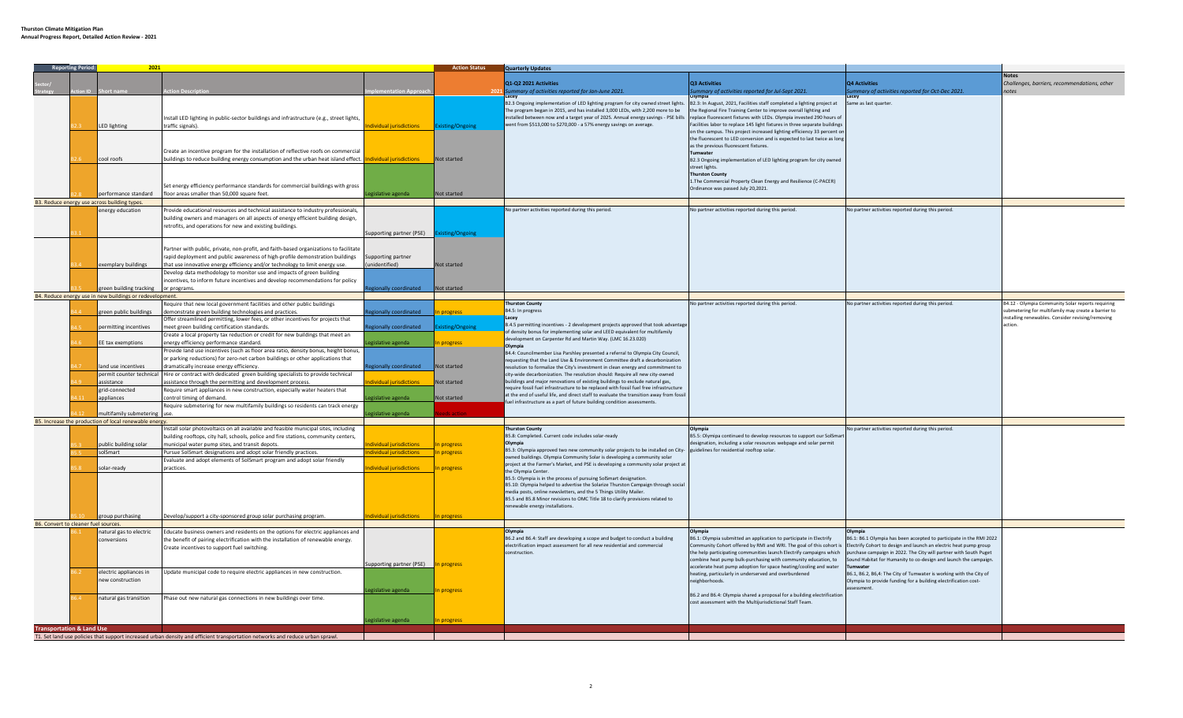**Thurston Climate Mitigation Plan**
**Annual Progress Report, Detailed Action Review - 2021**

| Reporting Period: | 2021 | | | | Action Status | Quarterly Updates | | | |
|---|---|---|---|---|---|---|---|---|---|
| Sector/ Strategy | Action ID | Short name | Action Description | Implementation Approach | 2021 | Q1-Q2 2021 Activities *Summary of activities reported for Jan-June 2021.* | Q3 Activities *Summary of activities reported for Jul-Sept 2021.* | Q4 Activities *Summary of activities reported for Oct-Dec 2021.* | Notes *Challenges, barriers, recommendations, other notes* |
| | B2.3 | LED lighting | Install LED lighting in public-sector buildings and infrastructure (e.g., street lights, traffic signals). | Individual jurisdictions | Existing/Ongoing | **Lacey** B2.3 Ongoing implementation of LED lighting program for city owned street lights. The program began in 2015, and has installed 3,000 LEDs, with 2,200 more to be installed between now and a target year of 2025. Annual energy savings - PSE bills went from $513,000 to $270,000 - a 57% energy savings on average. | **Olympia** B2.3: In August, 2021, Facilities staff completed a lighting project at the Regional Fire Training Center to improve overall lighting and replace fluorescent fixtures with LEDs. Olympia invested 290 hours of Facilities labor to replace 145 light fixtures in three separate buildings on the campus. This project increased lighting efficiency 33 percent on the fluorescent to LED conversion and is expected to last twice as long as the previous fluorescent fixtures. **Tumwater** B2.3 Ongoing implementation of LED lighting program for city owned street lights. **Thurston County** 1.The Commercial Property Clean Energy and Resilience (C-PACER) Ordinance was passed July 20,2021. | **Lacey** Same as last quarter. | |
| | B2.6 | cool roofs | Create an incentive program for the installation of reflective roofs on commercial buildings to reduce building energy consumption and the urban heat island effect. | Individual jurisdictions | Not started | | | | |
| | B2.8 | performance standard | Set energy efficiency performance standards for commercial buildings with gross floor areas smaller than 50,000 square feet. | Legislative agenda | Not started | | | | |
| B3. Reduce energy use across building types. | | | | | | | | | |
| | B3.1 | energy education | Provide educational resources and technical assistance to industry professionals, building owners and managers on all aspects of energy efficient building design, retrofits, and operations for new and existing buildings. | Supporting partner (PSE) | Existing/Ongoing | No partner activities reported during this period. | No partner activities reported during this period. | No partner activities reported during this period. | |
| | B3.4 | exemplary buildings | Partner with public, private, non-profit, and faith-based organizations to facilitate rapid deployment and public awareness of high-profile demonstration buildings that use innovative energy efficiency and/or technology to limit energy use. | Supporting partner (unidentified) | Not started | | | | |
| | B3.5 | green building tracking | Develop data methodology to monitor use and impacts of green building incentives, to inform future incentives and develop recommendations for policy or programs. | Regionally coordinated | Not started | | | | |
| B4. Reduce energy use in new buildings or redevelopment. | | | | | | | | | |
| | B4.4 | green public buildings | Require that new local government facilities and other public buildings demonstrate green building technologies and practices. | Regionally coordinated | In progress | **Thurston County** B4.5: In progress **Lacey** B.4.5 permitting incentives - 2 development projects approved that took advantage of density bonus for implementing solar and LEED equivalent for multifamily development on Carpenter Rd and Martin Way. (LMC 16.23.020) **Olympia** B4.4: Councilmember Lisa Parshley presented a referral to Olympia City Council, requesting that the Land Use & Environment Committee draft a decarbonization resolution to formalize the City's investment in clean energy and commitment to city-wide decarbonization. The resolution should: Require all new city-owned buildings and major renovations of existing buildings to exclude natural gas, require fossil fuel infrastructure to be replaced with fossil fuel free infrastructure at the end of useful life, and direct staff to evaluate the transition away from fossil fuel infrastructure as a part of future building condition assessments. | No partner activities reported during this period. | No partner activities reported during this period. | B4.12 - Olympia Community Solar reports requiring submetering for multifamily may create a barrier to installing renewables. Consider revising/removing action. |
| | B4.5 | permitting incentives | Offer streamlined permitting, lower fees, or other incentives for projects that meet green building certification standards. | Regionally coordinated | Existing/Ongoing | | | | |
| | B4.6 | EE tax exemptions | Create a local property tax reduction or credit for new buildings that meet an energy efficiency performance standard. | Legislative agenda | In progress | | | | |
| | B4.7 | land use incentives | Provide land use incentives (such as floor area ratio, density bonus, height bonus, or parking reductions) for zero-net carbon buildings or other applications that dramatically increase energy efficiency. | Regionally coordinated | Not started | | | | |
| | B4.9 | permit counter technical assistance | Hire or contract with dedicated green building specialists to provide technical assistance through the permitting and development process. | Individual jurisdictions | Not started | | | | |
| | B4.11 | grid-connected appliances | Require smart appliances in new construction, especially water heaters that control timing of demand. | Legislative agenda | Not started | | | | |
| | B4.12 | multifamily submetering | Require submetering for new multifamily buildings so residents can track energy use. | Legislative agenda | No-go action | | | | |
| B5. Increase the production of local renewable energy. | | | | | | | | | |
| | B5.3 | public building solar | Install solar photovoltaics on all available and feasible municipal sites, including building rooftops, city hall, schools, police and fire stations, community centers, municipal water pump sites, and transit depots. | Individual jurisdictions | In progress | **Thurston County** B5.8: Completed. Current code includes solar-ready **Olympia** B5.3: Olympia approved two new community solar projects to be installed on City-owned buildings. Olympia Community Solar is developing a community solar project at the Farmer's Market, and PSE is developing a community solar project at the Olympia Center. B5.5: Olympia is in the process of pursuing SolSmart designation. B5.10: Olympia helped to advertise the Solarize Thurston Campaign through social media posts, online newsletters, and the 5 Things Utility Mailer. B5.5 and B5.8 Minor revisions to OMC Title 18 to clarify provisions related to renewable energy installations. | **Olympia** B5.5: Olympia continued to develop resources to support our SolSmart designation, including a solar resources webpage and solar permit guidelines for residential rooftop solar. | No partner activities reported during this period. | |
| | B5.5 | SolSmart | Pursue SolSmart designations and adopt solar friendly practices. | Individual jurisdictions | In progress | | | | |
| | B5.8 | solar-ready | Evaluate and adopt elements of SolSmart program and adopt solar friendly practices. | Individual jurisdictions | In progress | | | | |
| | B5.10 | group purchasing | Develop/support a city-sponsored group solar purchasing program. | Individual jurisdictions | In progress | | | | |
| B6. Convert to cleaner fuel sources. | | | | | | | | | |
| | B6.1 | natural gas to electric conversions | Educate business owners and residents on the options for electric appliances and the benefit of pairing electrification with the installation of renewable energy. Create incentives to support fuel switching. | Supporting partner (PSE) | In progress | **Olympia** B6.2 and B6.4: Staff are developing a scope and budget to conduct a building electrification impact assessment for all new residential and commercial construction. | **Olympia** B6.1: Olympia submitted an application to participate in Electrify Community Cohort offered by RMI and WRI. The goal of this cohort is the help participating communities launch Electrify campaigns which combine heat pump bulk-purchasing with community education, to accelerate heat pump adoption for space heating/cooling and water heating, particularly in underserved and overburdened neighborhoods. B6.2 and B6.4: Olympia shared a proposal for a building electrification cost assessment with the Multijurisdictional Staff Team. | **Olympia** B6.1: B6.1 Olympia has been accepted to participate in the RMI 2022 Electrify Cohort to design and launch an electric heat pump group purchase campaign in 2022. The City will partner with South Puget Sound Habitat for Humanity to co-design and launch the campaign. **Tumwater** B6.1, B6.2, B6,4: The City of Tumwater is working with the City of Olympia to provide funding for a building electrification cost-assessment. | |
| | B6.2 | electric appliances in new construction | Update municipal code to require electric appliances in new construction. | Legislative agenda | In progress | | | | |
| | B6.4 | natural gas transition | Phase out new natural gas connections in new buildings over time. | Legislative agenda | In progress | | | | |
| **Transportation & Land Use** | | | | | | | | | |
| T1. Set land use policies that support increased urban density and efficient transportation networks and reduce urban sprawl. | | | | | | | | | |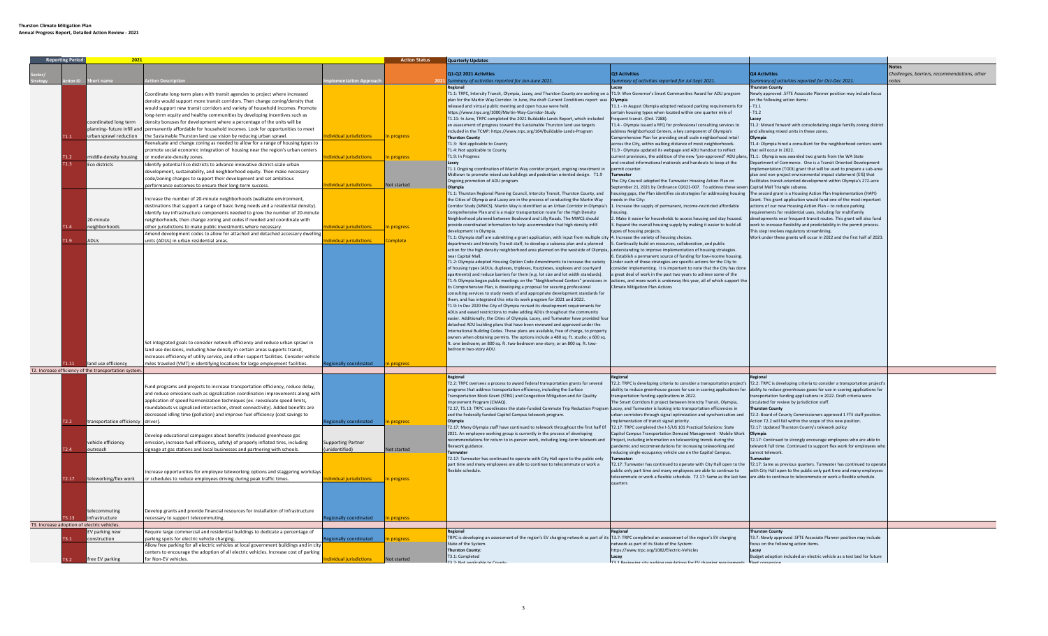**Thurston Climate Mitigation Plan**
**Annual Progress Report, Detailed Action Review - 2021**

| Reporting Period: | 2021 | | | Action Status | Quarterly Updates | | | |
|---|---|---|---|---|---|---|---|---|
| Sector/ Strategy Action ID | Short name | Action Description | Implementation Approach | 2021 | Q1-Q2 2021 Activities *Summary of activities reported for Jan-June 2021.* | Q3 Activities *Summary of activities reported for Jul-Sept 2021.* | Q4 Activities *Summary of activities reported for Oct-Dec 2021.* | Notes *Challenges, barriers, recommendations, other notes* |
| T1.1 | coordinated long term planning- future infill and urban sprawl reduction | Coordinate long-term plans with transit agencies to project where increased density would support more transit corridors. Then change zoning/density that would support new transit corridors and variety of household incomes. Promote long-term equity and healthy communities by developing incentives such as density bonuses for development where a percentage of the units will be permanently affordable for household incomes. Look for opportunities to meet the Sustainable Thurston land use vision by reducing urban sprawl. | Individual jurisdictions | In progress | **Regional** T1.1: TRPC, Intercity Transit, Olympia, Lacey, and Thurston County are working on a plan for the Martin Way Corridor. In June, the draft Current Conditions report was released and virtual public meeting and open house were held. https://www.trpc.org/1000/Martin-Way-Corridor-Study T1.11: In June, TRPC completed the 2021 Buildable Lands Report, which included an assessment of progress toward the Sustainable Thurston land use targets included in the TCMP: https://www.trpc.org/164/Buildable-Lands-Program **Thurston County** T1.3: Not applicable to County T1.4: Not applicable to County T1.9: In Progress **Lacey** T1.1 Ongoing coordination of Martin Way corridor project, ongoing investment in Midtown to promote mixed use buildings and pedestrian oriented design. T1.9 Ongoing promotion of ADU program **Olympia** T1.1: Thurston Regional Planning Council, Intercity Transit, Thurston County, and the Cities of Olympia and Lacey are in the process of conducting the Martin Way Corridor Study (MWCS). Martin Way is identified as an Urban Corridor in Olympia's Comprehensive Plan and is a major transportation route for the High Density Neighborhood planned between Boulevard and Lilly Roads. The MWCS should provide coordinated information to help accommodate that high density infill development in Olympia. T1.1: Olympia staff are submitting a grant application, with input from multiple city departments and Intercity Transit staff, to develop a subarea plan and a planned action for the high density neighborhood area planned on the westside of Olympia, near Capital Mall. T1.2: Olympia adopted Housing Option Code Amendments to increase the variety of housing types (ADUs, duplexes, triplexes, fourplexes, sixplexes and courtyard apartments) and reduce barriers for them (e.g. lot size and lot width standards). T1.4: Olympia began public meetings on the "Neighborhood Centers" provisions in its Comprehensive Plan, is developing a proposal for securing professional consulting services to study needs of and appropriate development standards for them, and has integrated this into its work program for 2021 and 2022. T1.9: In Dec 2020 the City of Olympia revised its development requirements for ADUs and eased restrictions to make adding ADUs throughout the community easier. Additionally, the Cities of Olympia, Lacey, and Tumwater have provided four detached ADU building plans that have been reviewed and approved under the International Building Codes. These plans are available, free of charge, to property owners when obtaining permits. The options include a 480 sq. ft. studio; a 600 sq. ft. one bedroom; an 800 sq. ft. two-bedroom one-story; or an 800 sq. ft. two-bedroom two-story ADU. | **Lacey** T1.9: Won Governor's Smart Communities Award for ADU program **Olympia** T1.1 - In August Olympia adopted reduced parking requirements for certain housing types when located within one quarter mile of frequent transit. (Ord. 7288). T1.4 - Olympia issued a RFQ for professional consulting services to address Neighborhood Centers, a key component of Olympia's Comprehensive Plan for providing small scale neighborhood retail across the City, within walking distance of most neighborhoods. T1.9 - Olympia updated its webpage and ADU handout to reflect current provisions, the addition of the new "pre-approved" ADU plans, and created informational materials and handouts to keep at the permit counter. **Tumwater** The City Council adopted the Tumwater Housing Action Plan on September 21, 2021 by Ordinance O2021-007. To address these seven housing gaps, the Plan identifies six strategies for addressing housing needs in the City: 1. Increase the supply of permanent, income-restricted affordable housing. 2. Make it easier for households to access housing and stay housed. 3. Expand the overall housing supply by making it easier to build all types of housing projects. 4. Increase the variety of housing choices. 5. Continually build on resources, collaboration, and public understanding to improve implementation of housing strategies. 6. Establish a permanent source of funding for low-income housing. Under each of these strategies are specific actions for the City to consider implementing. It is important to note that the City has done a great deal of work in the past two years to achieve some of the actions, and more work is underway this year, all of which support the Climate Mitigation Plan Actions | **Thurston County** Newly approved .5FTE Associate Planner position may include focus on the following action items: - T1.1 - T1.2 **Lacey** T1.2: Moved forward with consolidating single familly zoning district and allowing mixed units in these zones. **Olympia** T1.4: Olympia hired a consultant for the neighborhood centers work that will occur in 2022. T1.1: Olympia was awarded two grants from the WA State Department of Commerce. One is a Transit Oriented Development Implementation (TODI) grant that will be used to prepare a sub-area plan and non-project environmental impact statement (EIS) that facilitates transit-oriented development within Olympia's 272-acre Capital Mall Triangle subarea. The second grant is a Housing Action Plan Implementation (HAPI) Grant. This grant application would fund one of the most important actions of our new Housing Action Plan – to reduce parking requirements for residential uses, including for multifamily developments near frequent transit routes. This grant will also fund work to increase flexibility and predictability in the permit process. This step involves regulatory streamlining. Work under these grants will occur in 2022 and the first half of 2023. | |
| T1.2 | middle-density housing | Reevaluate and change zoning as needed to allow for a range of housing types to promote social economic integration of housing near the region's urban centers or moderate-density zones. | Individual jurisdictions | In progress | | | | |
| T1.3 | Eco districts | Identify potential Eco districts to advance innovative district-scale urban development, sustainability, and neighborhood equity. Then make necessary code/zoning changes to support their development and set ambitious performance outcomes to ensure their long-term success. | Individual jurisdictions | Not started | | | | |
| T1.4 | 20-minute neighborhoods | Increase the number of 20-minute neighborhoods (walkable environment, destinations that support a range of basic living needs and a residential density). Identify key infrastructure components needed to grow the number of 20-minute neighborhoods, then change zoning and codes if needed and coordinate with other jurisdictions to make public investments where necessary. | Individual jurisdictions | In progress | | | | |
| T1.9 | ADUs | Amend development codes to allow for attached and detached accessory dwelling units (ADUs) in urban residential areas. | Individual jurisdictions | Complete | | | | |
| T1.11 | land use efficiency | Set integrated goals to consider network efficiency and reduce urban sprawl in land use decisions, including how density in certain areas supports transit, increases efficiency of utility service, and other support facilities. Consider vehicle miles traveled (VMT) in identifying locations for large employment facilities. | Regionally coordinated | In progress | | | | |
| **T2. Increase efficiency of the transportation system.** | | | | | | | | |
| T2.2 | transportation efficiency | Fund programs and projects to increase transportation efficiency, reduce delay, and reduce emissions such as signalization coordination improvements along with application of speed harmonization techniques (ex. reevaluate speed limits, roundabouts vs signalized intersection, street connectivity). Added benefits are decreased idling time (pollution) and improve fuel efficiency (cost savings to driver). | Regionally coordinated | In progress | **Regional** T2.2: TRPC oversees a process to award federal transportation grants for several programs that address transportation efficiency, including the Surface Transportation Block Grant (STBG) and Congestion Mitigation and Air Quality Improvement Program (CMAQ). T2.17, T5.13: TRPC coordinates the state-funded Commute Trip Reduction Program and the Federally funded Capitol Campus telework program. **Olympia** T2.17: Many Olympia staff have continued to telework throughout the first half 0f 2021. An employee working group is currently in the process of developing recommendations for return to in-person work, including long-term telework and flexwork guidance. **Tumwater** T2.17: Tumwater has continued to operate with City Hall open to the public only part time and many employees are able to continue to telecommute or work a flexible schedule. | **Regional** T2.2: TRPC is developing criteria to consider a transportation project's ability to reduce greenhouse gasses for use in scoring applications for transportation funding applications in 2022. The Smart Corridors II project between Intercity Transit, Olympia, Lacey, and Tumwater is looking into transportation efficiencies in urban corridors through signal optimization and synchronization and implementation of transit signal priority. T2.17: TRPC completed the I-5/US 101 Practical Solutions: State Capitol Campus Transportation Demand Management - Mobile Work Project, including information on teleworking trends during the pandemic and recommendations for increasing teleworking and reducing single-occupancy vehicle use on the Capitol Campus. **Tumwater:** T2.17: Tumwater has continued to operate with City Hall open to the public only part time and many employees are able to continue to telecommute or work a flexible schedule. T2.17: Same as the last two quarters | **Regional** T2.2: TRPC is developing criteria to consider a transportation project's ability to reduce greenhouse gasses for use in scoring applications for transportation funding applications in 2022. Draft criteria were circulated for review by jurisdiction staff. **Thurston County** T2.2: Board of County Commissioners approved 1 FTE staff position. Action T2.2 will fall within the scope of this new position. T2.17: Updated Thurston County's telework policy **Olympia** T2.17: Continued to strongly encourage employees who are able to telework full time. Continued to support flex work for employees who cannot telework. **Tumwater** T2.17: Same as previous quarters. Tumwater has continued to operate with City Hall open to the public only part time and many employees are able to continue to telecommute or work a flexible schedule. | |
| T2.4 | vehicle efficiency outreach | Develop educational campaigns about benefits (reduced greenhouse gas emission, increase fuel efficiency, safety) of properly inflated tires, including signage at gas stations and local businesses and partnering with schools. | Supporting Partner (unidentified) | Not started | | | | |
| T2.17 | teleworking/flex work | Increase opportunities for employee teleworking options and staggering workdays or schedules to reduce employees driving during peak traffic times. | Individual jurisdictions | In progress | | | | |
| T5.13 | telecommuting infrastructure | Develop grants and provide financial resources for installation of infrastructure necessary to support telecommuting. | Regionally coordinated | In progress | | | | |
| **T3. Increase adoption of electric vehicles.** | | | | | | | | |
| T3.1 | EV parking new construction | Require large commercial and residential buildings to dedicate a percentage of parking spots for electric vehicle charging. | Regionally coordinated | In progress | **Regional** TRPC is developing an assessment of the region's EV charging network as part of its State of the System. **Thurston County:** T3.1: Completed T3.2: Not applicable to County | **Regional** T3.7: TRPC completed an assessment of the region's EV charging network as part of its State of the System: https://www.trpc.org/1082/Electric-Vehicles **Lacey** T3.1 Reviewing city parking regulations for EV charging requirements | **Thurston County** T3.7: Newly approved .5FTE Associate Planner position may include focus on the following action items. **Lacey** Budget adoption included an electric vehicle as a test bed for future fleet conversion | |
| T3.2 | free EV parking | Allow free parking for all electric vehicles at local government buildings and in city centers to encourage the adoption of all electric vehicles. Increase cost of parking for Non-EV vehicles. | Individual jurisdictions | Not started | | | | |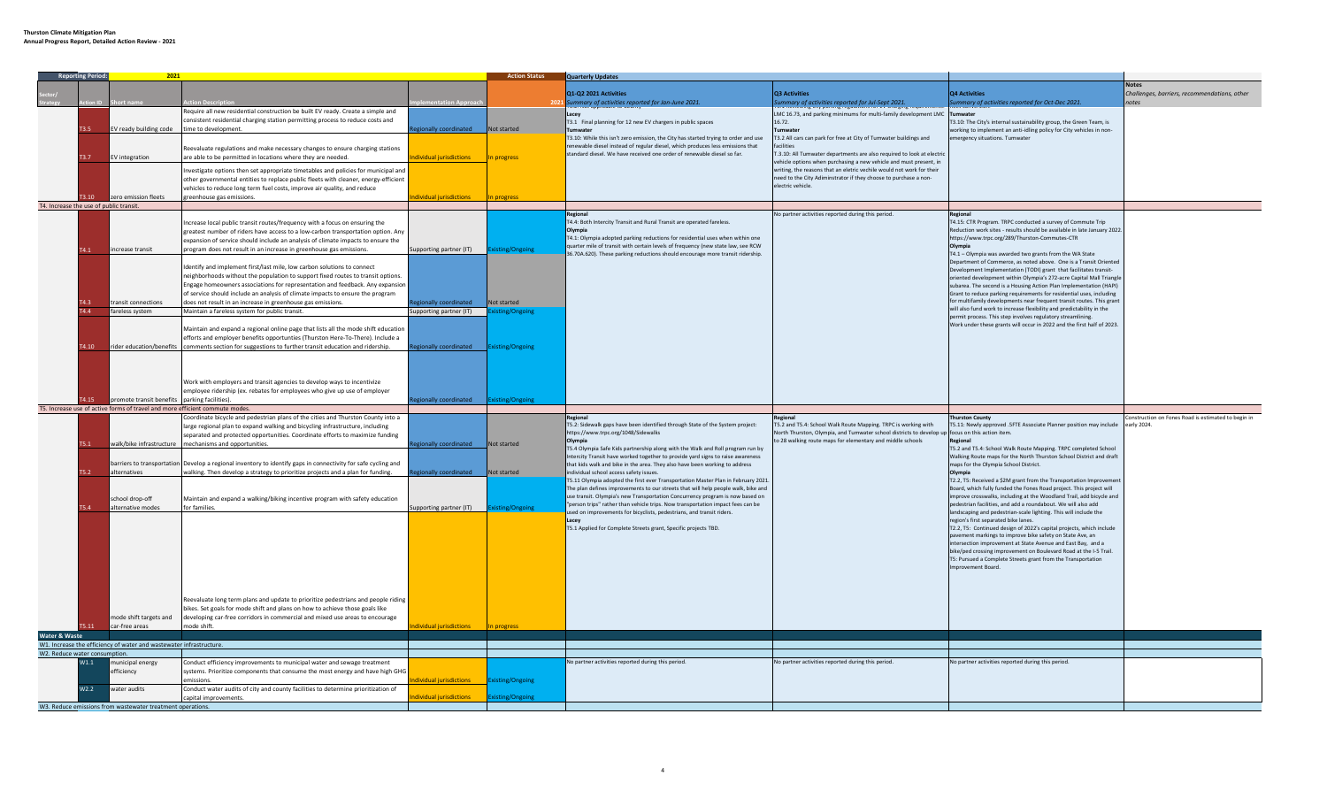**Thurston Climate Mitigation Plan**
**Annual Progress Report, Detailed Action Review - 2021**

| Reporting Period: | 2021 | | | | Action Status | Quarterly Updates | | | |
|---|---|---|---|---|---|---|---|---|---|
| Sector/ Strategy | Action ID | Short name | Action Description | Implementation Approach | 2021 | Q1-Q2 2021 Activities *Summary of activities reported for Jan-June 2021.* | Q3 Activities *Summary of activities reported for Jul-Sept 2021.* | Q4 Activities *Summary of activities reported for Oct-Dec 2021.* | Notes *Challenges, barriers, recommendations, other notes* |
| | T3.5 | EV ready building code | Require all new residential construction be built EV ready. Create a simple and consistent residential charging station permitting process to reduce costs and time to development. | Regionally coordinated | Not started | **Lacey** T3.1 Final planning for 12 new EV chargers in public spaces **Tumwater** T3.10: While this isn't zero emission, the City has started trying to order and use renewable diesel instead of regular diesel, which produces less emissions that standard diesel. We have received one order of renewable diesel so far. | LMC 16.73, and parking minimums for multi-family development LMC 16.72. **Tumwater** T3.2 All cars can park for free at City of Tumwater buildings and facilities T.3.10: All Tumwater departments are also required to look at electric vehicle options when purchasing a new vehicle and must present, in writing, the reasons that an eletric vechile would not work for their need to the City Adiminstrator if they choose to purchase a non-electric vehicle. | **Tumwater** T3.10: The City's internal sustainability group, the Green Team, is working to implement an anti-idling policy for City vehicles in non-emergency situations. Tumwater | |
| | T3.7 | EV integration | Reevaluate regulations and make necessary changes to ensure charging stations are able to be permitted in locations where they are needed. | Individual jurisdictions | In progress | | | | |
| | T3.10 | zero emission fleets | Investigate options then set appropriate timetables and policies for municipal and other governmental entities to replace public fleets with cleaner, energy-efficient vehicles to reduce long term fuel costs, improve air quality, and reduce greenhouse gas emissions. | Individual jurisdictions | In progress | | | | |
| T4. Increase the use of public transit. | | | | | | | | | |
| | T4.1 | increase transit | Increase local public transit routes/frequency with a focus on ensuring the greatest number of riders have access to a low-carbon transportation option. Any expansion of service should include an analysis of climate impacts to ensure the program does not result in an increase in greenhouse gas emissions. | Supporting partner (IT) | Existing/Ongoing | **Regional** T4.4: Both Intercity Transit and Rural Transit are operated fareless. **Olympia** T4.1: Olympia adopted parking reductions for residential uses when within one quarter mile of transit with certain levels of frequency (new state law, see RCW 36.70A.620). These parking reductions should encourage more transit ridership. | No partner activities reported during this period. | **Regional** T4.15: CTR Program. TRPC conducted a survey of Commute Trip Reduction work sites - results should be available in late January 2022. https://www.trpc.org/289/Thurston-Commutes-CTR **Olympia** T4.1 – Olympia was awarded two grants from the WA State Department of Commerce, as noted above. One is a Transit Oriented Development Implementation (TODI) grant that facilitates transit-oriented development within Olympia's 272-acre Capital Mall Triangle subarea. The second is a Housing Action Plan Implementation (HAPI) Grant to reduce parking requirements for residential uses, including for multifamily developments near frequent transit routes. This grant will also fund work to increase flexibility and predictability in the permit process. This step involves regulatory streamlining. Work under these grants will occur in 2022 and the first half of 2023. | |
| | T4.3 | transit connections | Identify and implement first/last mile, low carbon solutions to connect neighborhoods without the population to support fixed routes to transit options. Engage homeowners associations for representation and feedback. Any expansion of service should include an analysis of climate impacts to ensure the program does not result in an increase in greenhouse gas emissions. | Regionally coordinated | Not started | | | | |
| | T4.4 | fareless system | Maintain a fareless system for public transit. | Supporting partner (IT) | Existing/Ongoing | | | | |
| | T4.10 | rider education/benefits | Maintain and expand a regional online page that lists all the mode shift education efforts and employer benefits opportunities (Thurston Here-To-There). Include a comments section for suggestions to further transit education and ridership. | Regionally coordinated | Existing/Ongoing | | | | |
| | T4.15 | promote transit benefits | Work with employers and transit agencies to develop ways to incentivize employee ridership (ex. rebates for employees who give up use of employer parking facilities). | Regionally coordinated | Existing/Ongoing | | | | |
| T5. Increase use of active forms of travel and more efficient commute modes. | | | | | | | | | |
| | T5.1 | walk/bike infrastructure | Coordinate bicycle and pedestrian plans of the cities and Thurston County into a large regional plan to expand walking and bicycling infrastructure, including separated and protected opportunities. Coordinate efforts to maximize funding mechanisms and opportunities. | Regionally coordinated | Not started | **Regional** T5.2: Sidewalk gaps have been identified through State of the System project: https://www.trpc.org/1048/Sidewalks **Olympia** T5.4 Olympia Safe Kids partnership along with the Walk and Roll program run by Intercity Transit have worked together to provide yard signs to raise awareness that kids walk and bike in the area. They also have been working to address individual school access safety issues. T5.11 Olympia adopted the first ever Transportation Master Plan in February 2021. The plan defines improvements to our streets that will help people walk, bike and use transit. Olympia's new Transportation Concurrency program is now based on "person trips" rather than vehicle trips. Now transportation impact fees can be used on improvements for bicyclists, pedestrians, and transit riders. **Lacey** T5.1 Applied for Complete Streets grant, Specific projects TBD. | **Regional** T5.2 and T5.4: School Walk Route Mapping. TRPC is working with North Thurston, Olympia, and Tumwater school districts to develop up to 28 walking route maps for elementary and middle schools | **Thurston County** T5.11: Newly approved .5FTE Associate Planner position may include focus on this action item. **Regional** T5.2 and T5.4: School Walking Route Mapping. TRPC completed School Walking Route maps for the North Thurston School District and draft maps for the Olympia School District. **Olympia** T2.2, T5: Received a $2M grant from the Transportation Improvement Board, which fully funded the Fones Road project. This project will improve crosswalks, including at the Woodland Trail, add bicycle and pedestrian facilities, and add a roundabout. We will also add landscaping and pedestrian-scale lighting. This will include the region's first separated bike lanes. T2.2, T5: Continued design of 2022's capital projects, which include pavement markings to improve bike safety on State Ave, an intersection improvement at State Avenue and East Bay, and a bike/ped crossing improvement on Boulevard Road at the I-5 Trail. T5: Pursued a Complete Streets grant from the Transportation Improvement Board. | Construction on Fones Road is estimated to begin in early 2024. |
| | T5.2 | barriers to transportation alternatives | Develop a regional inventory to identify gaps in connectivity for safe cycling and walking. Then develop a strategy to prioritize projects and a plan for funding. | Regionally coordinated | Not started | | | | |
| | T5.4 | school drop-off alternative modes | Maintain and expand a walking/biking incentive program with safety education for families. | Supporting partner (IT) | Existing/Ongoing | | | | |
| | T5.11 | mode shift targets and car-free areas | Reevaluate long term plans and update to prioritize pedestrians and people riding bikes. Set goals for mode shift and plans on how to achieve those goals like developing car-free corridors in commercial and mixed use areas to encourage mode shift. | Individual jurisdictions | In progress | | | | |
| **Water & Waste** | | | | | | | | | |
| W1. Increase the efficiency of water and wastewater infrastructure. | | | | | | | | | |
| W2. Reduce water consumption. | | | | | | | | | |
| | W1.1 | municipal energy efficiency | Conduct efficiency improvements to municipal water and sewage treatment systems. Prioritize components that consume the most energy and have high GHG emissions. | Individual jurisdictions | Existing/Ongoing | No partner activities reported during this period. | No partner activities reported during this period. | No partner activities reported during this period. | |
| | W2.2 | water audits | Conduct water audits of city and county facilities to determine prioritization of capital improvements. | Individual jurisdictions | Existing/Ongoing | | | | |
| W3. Reduce emissions from wastewater treatment operations. | | | | | | | | | |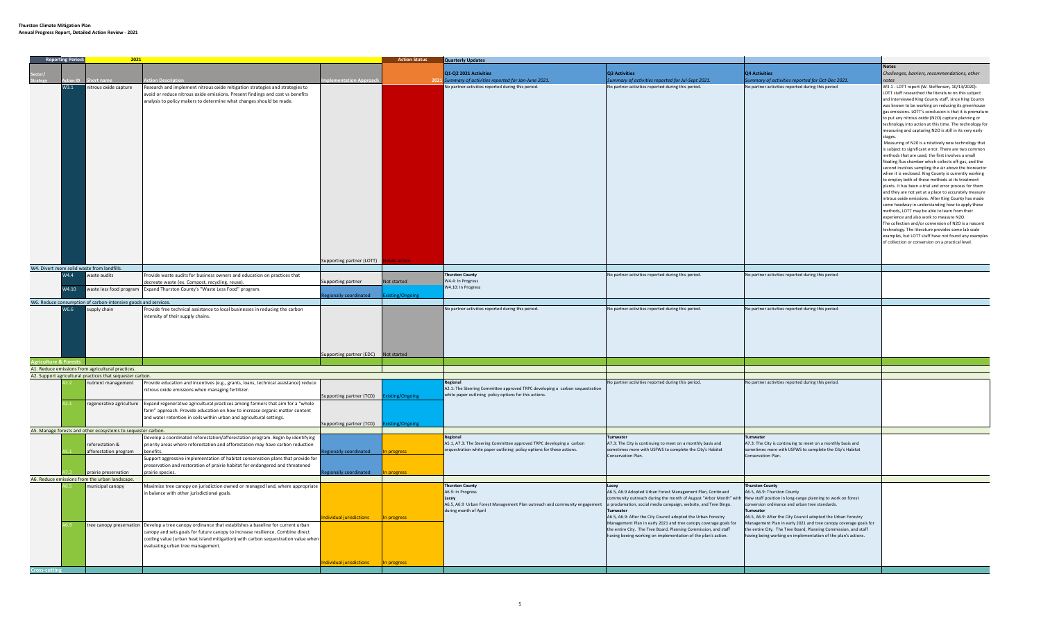**Thurston Climate Mitigation Plan**
**Annual Progress Report, Detailed Action Review - 2021**

| Reporting Period: | | 2021 | | | Action Status | Quarterly Updates | | | |
|---|---|---|---|---|---|---|---|---|---|
| Sector/ Strategy | Action ID | Short name | Action Description | Implementation Approach | 2021 | Q1-Q2 2021 Activities *Summary of activities reported for Jan-June 2021.* | Q3 Activities *Summary of activities reported for Jul-Sept 2021.* | Q4 Activities *Summary of activities reported for Oct-Dec 2021.* | Notes *Challenges, barriers, recommendations, other notes* |
| | W3.1 | nitrous oxide capture | Research and implement nitrous oxide mitigation strategies and strategies to avoid or reduce nitrous oxide emissions. Present findings and cost vs benefits analysis to policy makers to determine what changes should be made. | Supporting partner (LOTT) | Needs action | No partner activities reported during this period. | No partner activities reported during this period. | No partner activities reported during this period | W3.1 - LOTT report (W. Steffensen, 10/13/2020): LOTT staff researched the literature on this subject and interviewed King County staff, since King County was known to be working on reducing its greenhouse gas emissions. LOTT's conclusion is that it is premature to put any nitrous oxide (N2O) capture planning or technology into action at this time. The technology for measuring and capturing N2O is still in its very early stages. Measuring of N20 is a relatively new technology that is subject to significant error. There are two common methods that are used; the first involves a small floating flux chamber which collects off-gas, and the second involves sampling the air above the bioreactor when it is enclosed. King County is currently working to employ both of these methods at its treatment plants. It has been a trial and error process for them and they are not yet at a place to accurately measure nitrous oxide emissions. After King County has made some headway in understanding how to apply these methods, LOTT may be able to learn from their experience and also work to measure N2O. The collection and/or conversion of N2O is a nascent technology. The literature provides some lab scale examples, but LOTT staff have not found any examples of collection or conversion on a practical level. |
| W4. Divert more solid waste from landfills. | | | | | | | | | |
| | W4.4 | waste audits | Provide waste audits for business owners and education on practices that decrease waste (ex. Compost, recycling, reuse). | Supporting partner | Not started | **Thurston County** W4.4: In Progress W4.10: In Progress | No partner activities reported during this period. | No partner activities reported during this period. | |
| | W4.10 | waste less food program | Expand Thurston County's "Waste Less Food" program. | Regionally coordinated | Existing/Ongoing | | | | |
| W6. Reduce consumption of carbon-intensive goods and services. | | | | | | | | | |
| | W6.6 | supply chain | Provide free technical assistance to local businesses in reducing the carbon intensity of their supply chains. | Supporting partner (EDC) | Not started | No partner activities reported during this period. | No partner activities reported during this period. | No partner activities reported during this period. | |
| **Agriculture & Forests** | | | | | | | | | |
| A1. Reduce emissions from agricultural practices. | | | | | | | | | |
| A2. Support agricultural practices that sequester carbon. | | | | | | | | | |
| | A1.2 | nutrient management | Provide education and incentives (e.g., grants, loans, technical assistance) reduce nitrous oxide emissions when managing fertilizer. | Supporting partner (TCD) | Existing/Ongoing | **Regional** A2.1: The Steering Committee approved TRPC developing a carbon sequestration white paper outlining policy options for this actions. | No partner activities reported during this period. | No partner activities reported during this period. | |
| | A2.1 | regenerative agriculture | Expand regenerative agricultural practices among farmers that aim for a "whole farm" approach. Provide education on how to increase organic matter content and water retention in soils within urban and agricultural settings. | Supporting partner (TCD) | Existing/Ongoing | | | | |
| A5. Manage forests and other ecosystems to sequester carbon. | | | | | | | | | |
| | A5.1 | reforestation & afforestation program | Develop a coordinated reforestation/afforestation program. Begin by identifying priority areas where reforestation and afforestation may have carbon reduction benefits. | Regionally coordinated | In progress | **Regional** A5.1, A7.3: The Steering Committee approved TRPC developing a carbon sequestration white paper outlining policy options for these actions. | **Tumwater** A7.3: The City is continuing to meet on a monthly basis and sometimes more with USFWS to complete the City's Habitat Conservation Plan. | **Tumwater** A7.3: The City is continuing to meet on a monthly basis and sometimes more with USFWS to complete the City's Habitat Conservation Plan. | |
| | A7.3 | prairie preservation | Support aggressive implementation of habitat conservation plans that provide for preservation and restoration of prairie habitat for endangered and threatened prairie species. | Regionally coordinated | In progress | | | | |
| A6. Reduce emissions from the urban landscape. | | | | | | | | | |
| | A6.5 | municipal canopy | Maximize tree canopy on jurisdiction owned or managed land, where appropriate in balance with other jurisdictional goals. | Individual jurisdictions | In progress | **Thurston County** A6.9: In Progress **Lacey** A6.5, A6.9 Urban Forest Management Plan outreach and community engagement during month of April | **Lacey** A6.5, A6.9 Adopted Urban Forest Management Plan, Continued community outreach during the month of August "Arbor Month" with a proclamation, social media campaign, website, and Tree Bingo. **Tumwater** A6.5, A6.9: After the City Council adopted the Urban Forestry Management Plan in early 2021 and tree canopy coverage goals for the entire City. The Tree Board, Planning Commission, and staff having beeing working on implementation of the plan's action. | **Thurston County** A6.5, A6.9: Thurston County New staff position in long-range planning to work on forest conversion ordinance and urban tree standards. **Tumwater** A6.5, A6.9: After the City Council adopted the Urban Forestry Management Plan in early 2021 and tree canopy coverage goals for the entire City. The Tree Board, Planning Commission, and staff having beeing working on implementation of the plan's actions. | |
| | A6.9 | tree canopy preservation | Develop a tree canopy ordinance that establishes a baseline for current urban canopy and sets goals for future canopy to increase resilience. Combine direct cooling value (urban heat island mitigation) with carbon sequestration value when evaluating urban tree management. | Individual jurisdictions | In progress | | | | |
| **Cross-cutting** | | | | | | | | | |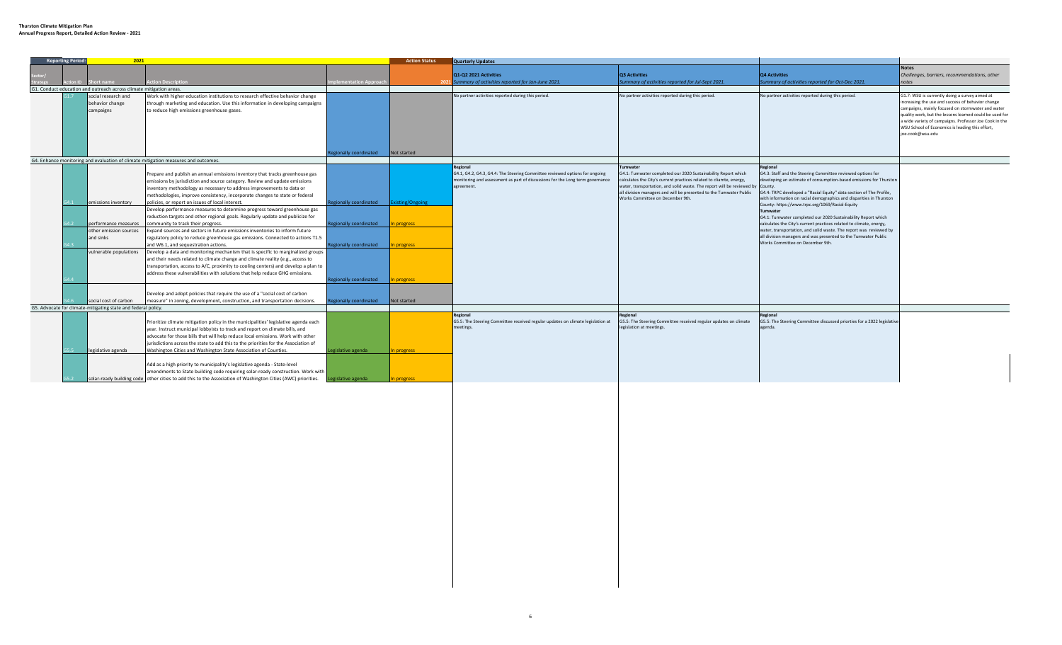**Thurston Climate Mitigation Plan**
**Annual Progress Report, Detailed Action Review - 2021**

| Reporting Period: | 2021 | | | Action Status | Quarterly Updates | | | |
|---|---|---|---|---|---|---|---|---|
| Sector/ Strategy Action ID | Short name | Action Description | Implementation Approach | 2021 | Q1-Q2 2021 Activities *Summary of activities reported for Jan-June 2021.* | Q3 Activities *Summary of activities reported for Jul-Sept 2021.* | Q4 Activities *Summary of activities reported for Oct-Dec 2021.* | Notes *Challenges, barriers, recommendations, other notes* |
| **G1. Conduct education and outreach across climate mitigation areas.** | | | | | | | | |
| G1.7 | social research and behavior change campaigns | Work with higher education institutions to research effective behavior change through marketing and education. Use this information in developing campaigns to reduce high emissions greenhouse gases. | Regionally coordinated | Not started | No partner activities reported during this period. | No partner activities reported during this period. | No partner activities reported during this period. | G1.7: WSU is currently doing a survey aimed at increasing the use and success of behavior change campaigns, mainly focused on stormwater and water quality work, but the lessons learned could be used for a wide variety of campaigns. Professor Joe Cook in the WSU School of Economics is leading this effort, joe.cook@wsu.edu |
| **G4. Enhance monitoring and evaluation of climate mitigation measures and outcomes.** | | | | | | | | |
| G4.1 | emissions inventory | Prepare and publish an annual emissions inventory that tracks greenhouse gas emissions by jurisdiction and source category. Review and update emissions inventory methodology as necessary to address improvements to data or methodologies, improve consistency, incorporate changes to state or federal policies, or report on issues of local interest. | Regionally coordinated | Existing/Ongoing | **Regional** G4.1, G4.2, G4.3, G4.4: The Steering Committee reviewed options for ongoing monitoring and assessment as part of discussions for the Long term governance agreement. | **Tumwater** G4.1: Tumwater completed our 2020 Sustainability Report which calculates the City's current practices related to cliamte, energy, water, transportation, and solid waste. The report will be reviewed by all division managers and will be presented to the Tumwater Public Works Committee on December 9th. | **Regional** G4.3: Staff and the Steering Committee reviewed options for developing an estimate of consumption-based emissions for Thurston County. G4.4: TRPC developed a "Racial Equity" data section of The Profile, with information on racial demographics and disparities in Thurston County: https://www.trpc.org/1069/Racial-Equity **Tumwater** G4.1: Tumwater completed our 2020 Sustainability Report which calculates the City's current practices related to climate, energy, water, transportation, and solid waste. The report was reviewed by all division managers and was presented to the Tumwater Public Works Committee on December 9th. | |
| G4.2 | performance measures | Develop performance measures to determine progress toward greenhouse gas reduction targets and other regional goals. Regularly update and publicize for community to track their progress. | Regionally coordinated | In progress | | | | |
| G4.3 | other emission sources and sinks | Expand sources and sectors in future emissions inventories to inform future regulatory policy to reduce greenhouse gas emissions. Connected to actions T1.5 and W6.1, and sequestration actions. | Regionally coordinated | In progress | | | | |
| G4.4 | vulnerable populations | Develop a data and monitoring mechanism that is specific to marginalized groups and their needs related to climate change and climate reality (e.g., access to transportation, access to A/C, proximity to cooling centers) and develop a plan to address these vulnerabilities with solutions that help reduce GHG emissions. | Regionally coordinated | In progress | | | | |
| G4.6 | social cost of carbon | Develop and adopt policies that require the use of a "social cost of carbon measure" in zoning, development, construction, and transportation decisions. | Regionally coordinated | Not started | | | | |
| **G5. Advocate for climate-mitigating state and federal policy.** | | | | | | | | |
| G5.5 | legislative agenda | Prioritize climate mitigation policy in the municipalities' legislative agenda each year. Instruct municipal lobbyists to track and report on climate bills, and advocate for those bills that will help reduce local emissions. Work with other jurisdictions across the state to add this to the priorities for the Association of Washington Cities and Washington State Association of Counties. | Legislative agenda | In progress | **Regional** G5.5: The Steering Committee received regular updates on climate legislation at meetings. | **Regional** G5.5: The Steering Committee received regular updates on climate legislation at meetings. | **Regional** G5.5: The Steering Committee discussed priorties for a 2022 legislative agenda. | |
| G5.2 | solar-ready building code | Add as a high priority to municipality's legislative agenda - State-level amendments to State building code requiring solar-ready construction. Work with other cities to add this to the Association of Washington Cities (AWC) priorities. | Legislative agenda | In progress | | | | |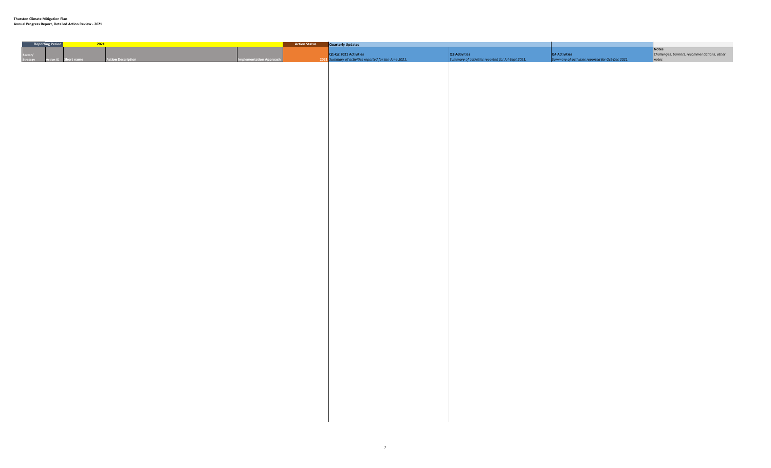**Thurston Climate Mitigation Plan**
**Annual Progress Report, Detailed Action Review - 2021**

| Reporting Period: | 2021 | | | | Action Status | Quarterly Updates | | | |
|---|---|---|---|---|---|---|---|---|---|
| Sector/ Strategy | Action ID | Short name | Action Description | Implementation Approach | 2021 | Q1-Q2 2021 Activities *Summary of activities reported for Jan-June 2021.* | Q3 Activities *Summary of activities reported for Jul-Sept 2021.* | Q4 Activities *Summary of activities reported for Oct-Dec 2021.* | Notes *Challenges, barriers, recommendations, other notes* |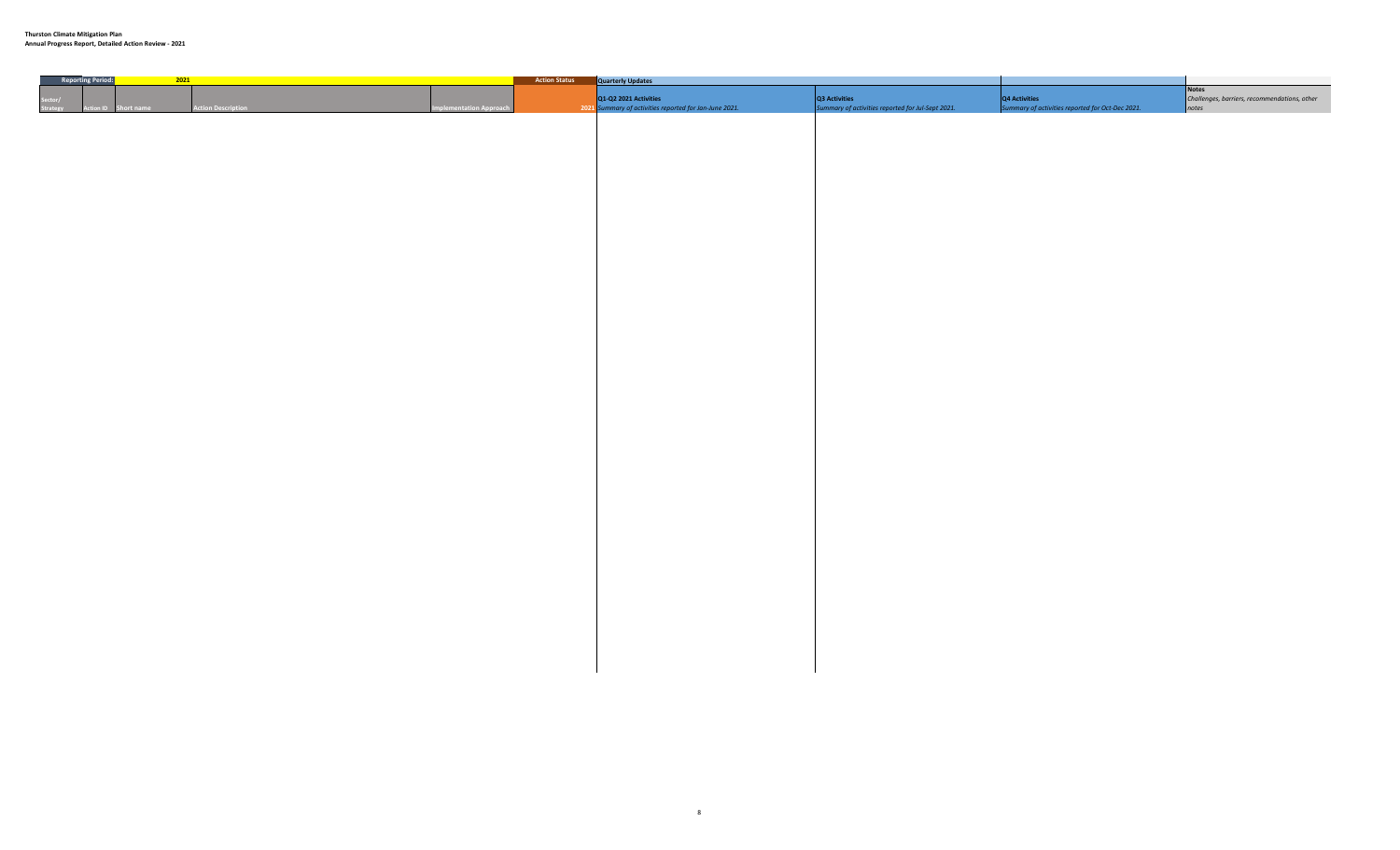**Thurston Climate Mitigation Plan**
**Annual Progress Report, Detailed Action Review - 2021**

| Reporting Period: | | 2021 | | | Action Status | Quarterly Updates | | | |
|---|---|---|---|---|---|---|---|---|---|
| Sector/ Strategy | Action ID | Short name | Action Description | Implementation Approach | 2021 | Q1-Q2 2021 Activities *Summary of activities reported for Jan-June 2021.* | Q3 Activities *Summary of activities reported for Jul-Sept 2021.* | Q4 Activities *Summary of activities reported for Oct-Dec 2021.* | Notes *Challenges, barriers, recommendations, other notes* |